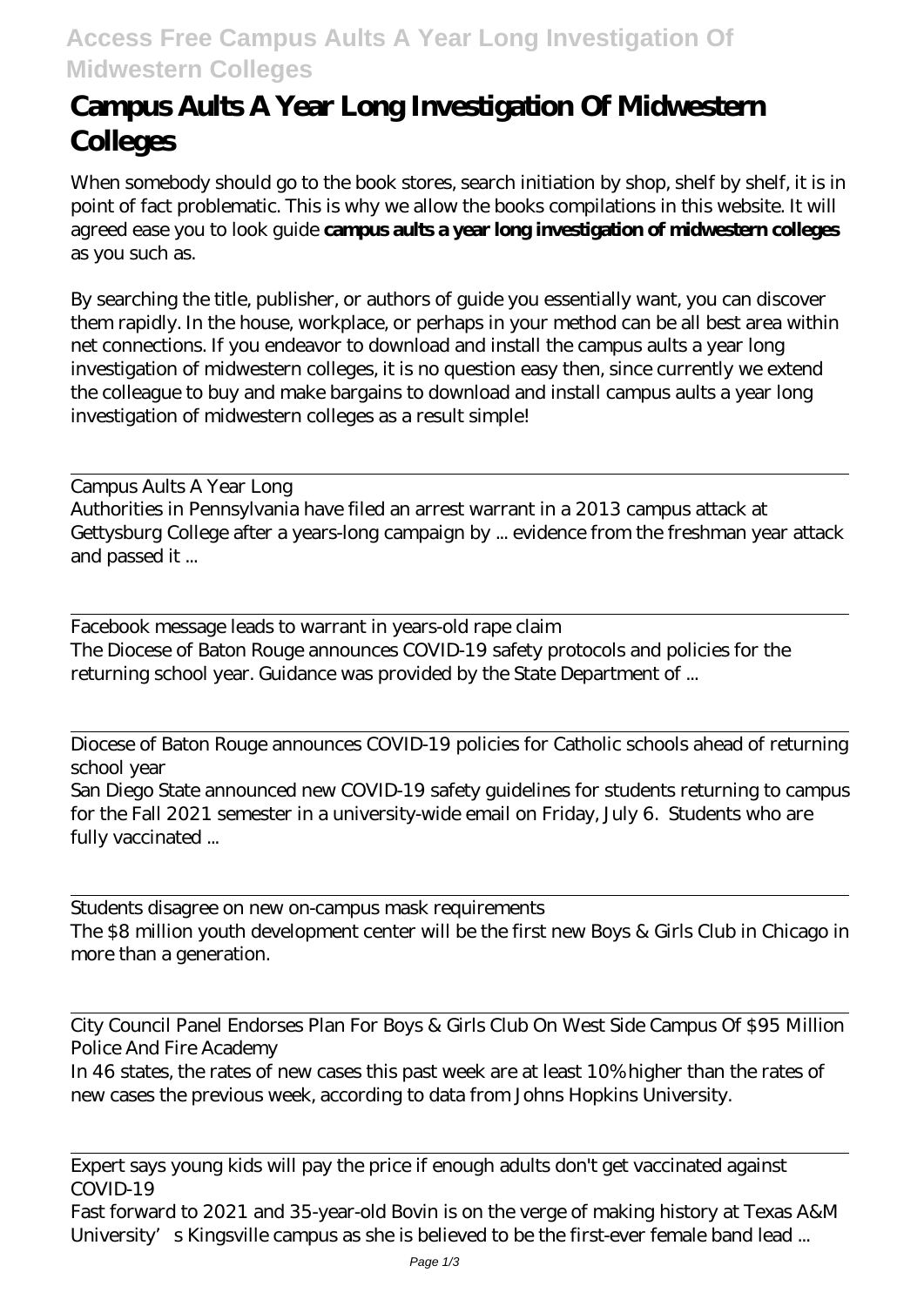# Campus Aults A Year Long Investigation Of Midwestern Colleges

When somebody should go to the book stores, search initiation by shop, shelf by shelf, it is in point of fact problematic. This is why we allow the books compilations in this website. It will agreed ease you to look guide **campus aults a year long investigation of midwestern colleges** as you such as.

By searching the title, publisher, or authors of guide you essentially want, you can discover them rapidly. In the house, workplace, or perhaps in your method can be all best area within net connections. If you endeavor to download and install the campus aults a year long investigation of midwestern colleges, it is no question easy then, since currently we extend the colleague to buy and make bargains to download and install campus aults a year long investigation of midwestern colleges as a result simple!

---

Campus Aults A Year Long

Authorities in Pennsylvania have filed an arrest warrant in a 2013 campus attack at Gettysburg College after a years-long campaign by ... evidence from the freshman year attack and passed it ...

---

Facebook message leads to warrant in years-old rape claim

The Diocese of Baton Rouge announces COVID-19 safety protocols and policies for the returning school year. Guidance was provided by the State Department of ...

---

Diocese of Baton Rouge announces COVID-19 policies for Catholic schools ahead of returning school year

San Diego State announced new COVID-19 safety guidelines for students returning to campus for the Fall 2021 semester in a university-wide email on Friday, July 6. Students who are fully vaccinated ...

---

Students disagree on new on-campus mask requirements

The $8 million youth development center will be the first new Boys & Girls Club in Chicago in more than a generation.

---

City Council Panel Endorses Plan For Boys & Girls Club On West Side Campus Of $95 Million Police And Fire Academy

In 46 states, the rates of new cases this past week are at least 10% higher than the rates of new cases the previous week, according to data from Johns Hopkins University.

---

Expert says young kids will pay the price if enough adults don't get vaccinated against COVID-19

Fast forward to 2021 and 35-year-old Bovin is on the verge of making history at Texas A&M University's Kingsville campus as she is believed to be the first-ever female band lead ...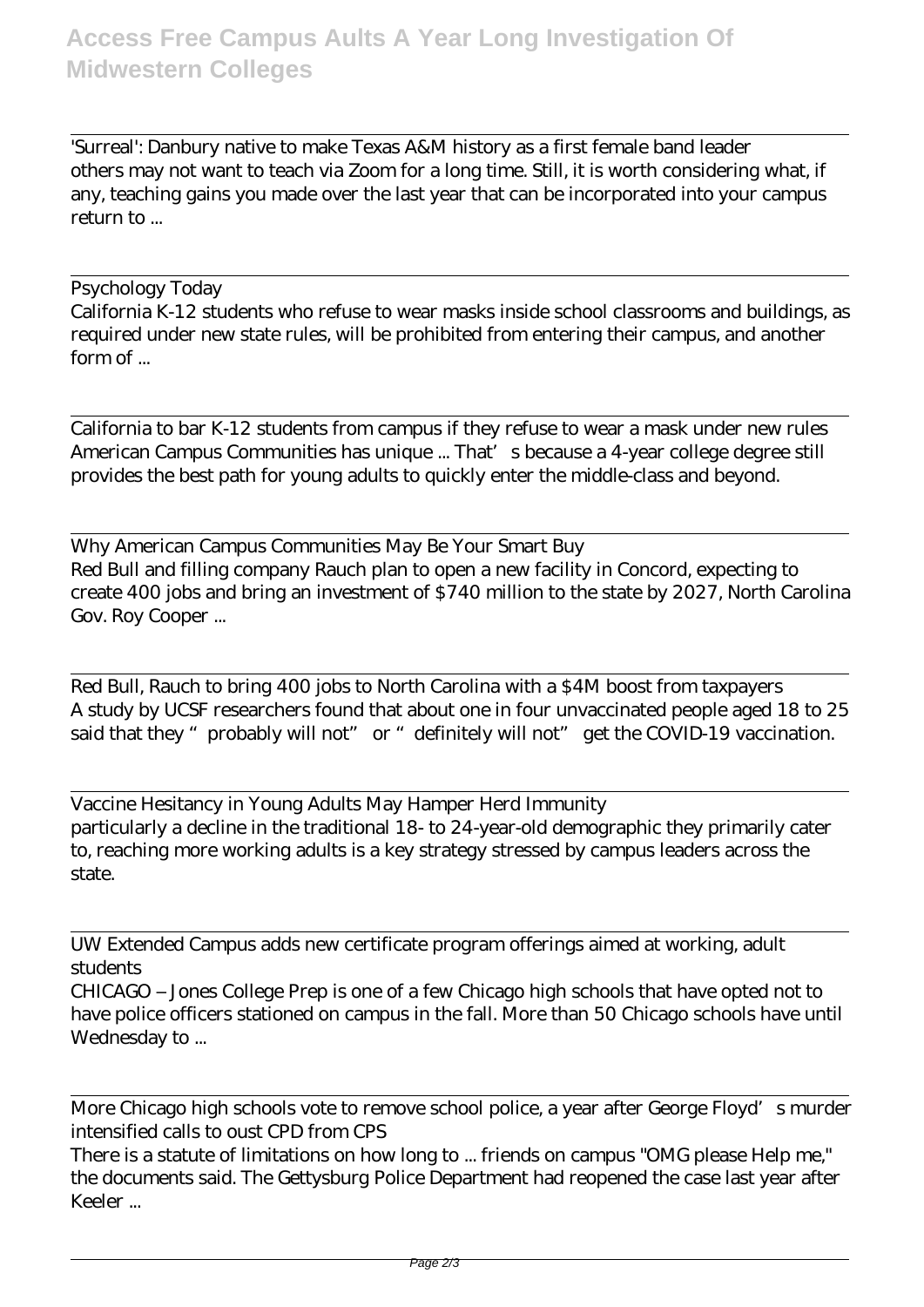'Surreal': Danbury native to make Texas A&M history as a first female band leader
others may not want to teach via Zoom for a long time. Still, it is worth considering what, if any, teaching gains you made over the last year that can be incorporated into your campus return to ...

Psychology Today
California K-12 students who refuse to wear masks inside school classrooms and buildings, as required under new state rules, will be prohibited from entering their campus, and another form of ...

California to bar K-12 students from campus if they refuse to wear a mask under new rules
American Campus Communities has unique ... That's because a 4-year college degree still provides the best path for young adults to quickly enter the middle-class and beyond.

Why American Campus Communities May Be Your Smart Buy
Red Bull and filling company Rauch plan to open a new facility in Concord, expecting to create 400 jobs and bring an investment of $740 million to the state by 2027, North Carolina Gov. Roy Cooper ...

Red Bull, Rauch to bring 400 jobs to North Carolina with a $4M boost from taxpayers
A study by UCSF researchers found that about one in four unvaccinated people aged 18 to 25 said that they "probably will not" or "definitely will not" get the COVID-19 vaccination.

Vaccine Hesitancy in Young Adults May Hamper Herd Immunity
particularly a decline in the traditional 18- to 24-year-old demographic they primarily cater to, reaching more working adults is a key strategy stressed by campus leaders across the state.

UW Extended Campus adds new certificate program offerings aimed at working, adult students
CHICAGO – Jones College Prep is one of a few Chicago high schools that have opted not to have police officers stationed on campus in the fall. More than 50 Chicago schools have until Wednesday to ...

More Chicago high schools vote to remove school police, a year after George Floyd's murder intensified calls to oust CPD from CPS
There is a statute of limitations on how long to ... friends on campus "OMG please Help me," the documents said. The Gettysburg Police Department had reopened the case last year after Keeler ...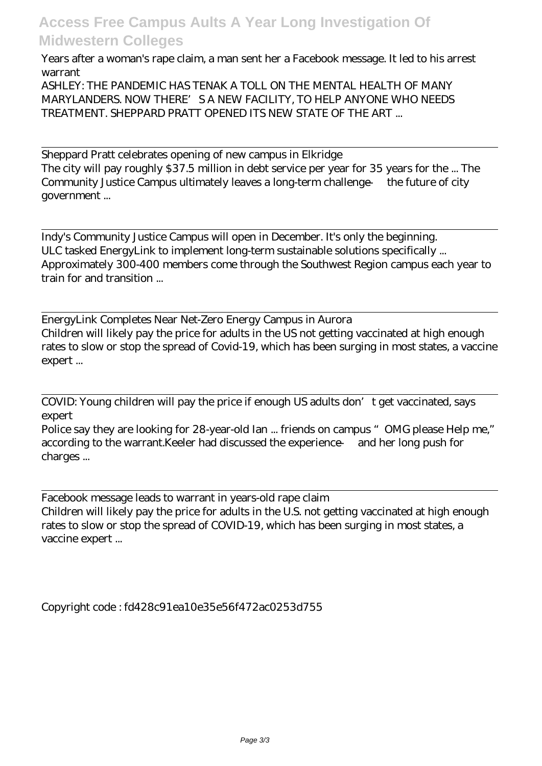Years after a woman's rape claim, a man sent her a Facebook message. It led to his arrest warrant

ASHLEY: THE PANDEMIC HAS TENAK A TOLL ON THE MENTAL HEALTH OF MANY MARYLANDERS. NOW THERE'S A NEW FACILITY, TO HELP ANYONE WHO NEEDS TREATMENT. SHEPPARD PRATT OPENED ITS NEW STATE OF THE ART ...

---

Sheppard Pratt celebrates opening of new campus in Elkridge

The city will pay roughly $37.5 million in debt service per year for 35 years for the ... The Community Justice Campus ultimately leaves a long-term challenge — the future of city government ...

---

Indy's Community Justice Campus will open in December. It's only the beginning.

ULC tasked EnergyLink to implement long-term sustainable solutions specifically ... Approximately 300-400 members come through the Southwest Region campus each year to train for and transition ...

---

EnergyLink Completes Near Net-Zero Energy Campus in Aurora

Children will likely pay the price for adults in the US not getting vaccinated at high enough rates to slow or stop the spread of Covid-19, which has been surging in most states, a vaccine expert ...

---

COVID: Young children will pay the price if enough US adults don't get vaccinated, says expert

Police say they are looking for 28-year-old Ian ... friends on campus "OMG please Help me," according to the warrant.Keeler had discussed the experience — and her long push for charges ...

---

Facebook message leads to warrant in years-old rape claim

Children will likely pay the price for adults in the U.S. not getting vaccinated at high enough rates to slow or stop the spread of COVID-19, which has been surging in most states, a vaccine expert ...

Copyright code : fd428c91ea10e35e56f472ac0253d755